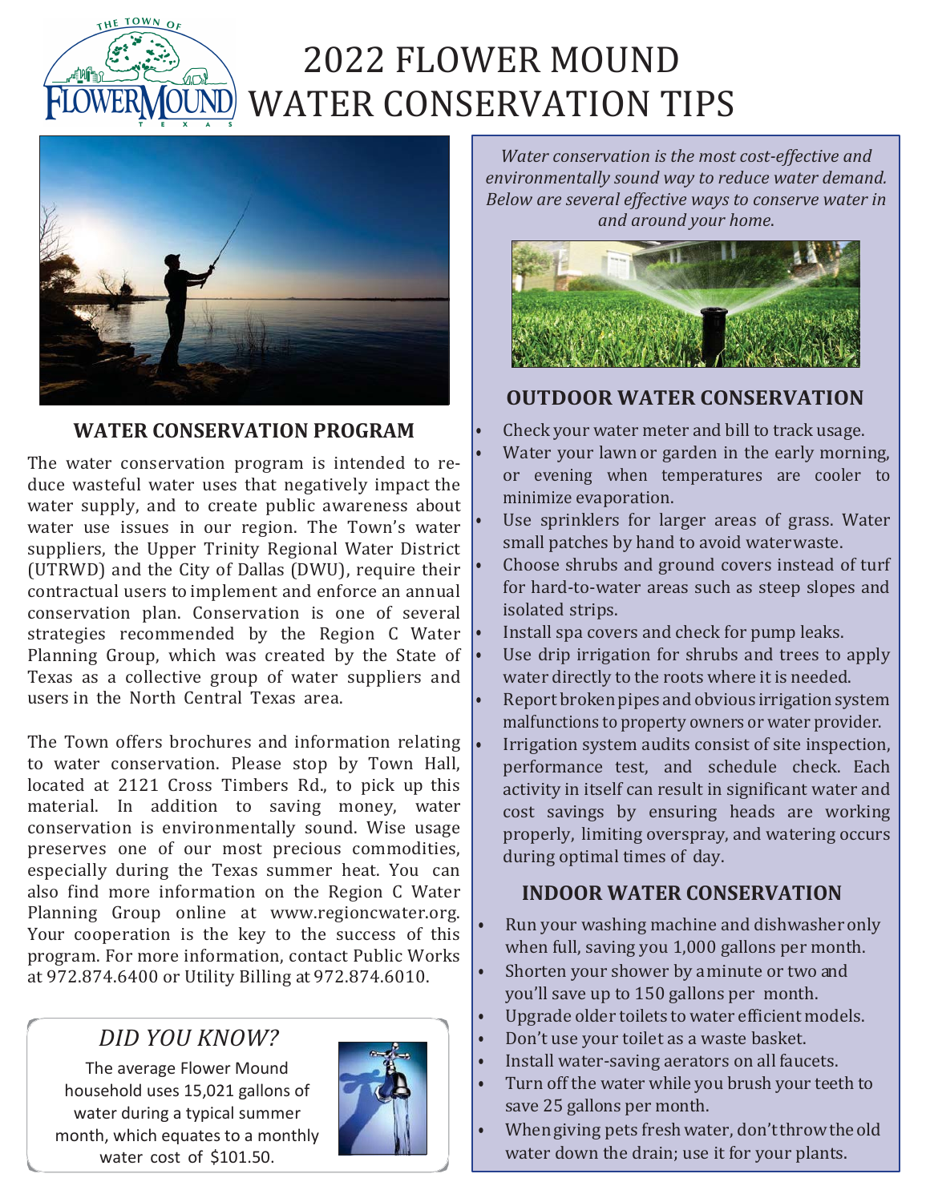# 2022 FLOWER MOUND WATER CONSERVATION TIPS

## WATER CONSERVATION PROGRAM

The water conservation program is intended to reduce wasteful water uses that negatively impact the water supply, and to create public awareness about water use issues in our region. The Town's water suppliers, the Upper Trinity Regional Water District (UTRWD) and the City of Dallas (DWU), require their contractual users to implement and enforce an annual conservation plan. Conservation is one of several strategies recommended by the Region C Water Planning Group, which was created by the State of Texas as a collective group of water suppliers and users in the North Central Texas area.

The Town offers brochures and information relating to water conservation. Please stop by Town Hall, located at 2121 Cross Timbers Rd., to pick up this material. In addition to saving money, water conservation is environmentally sound. Wise usage preserves one of our most precious commodities, especially during the Texas summer heat. You can also find more information on the Region C Water Planning Group online at www.regioncwater.org. Your cooperation is the key to the success of this program. For more information, contact Public Works at 972.874.6400 or Utility Billing at 972.874.6010.

### *DID YOU KNOW?*

The average Flower Mound household uses 15,021 gallons of water during a typical summer month, which equates to a monthly water cost of $101.50.

*Water conservation is the most cost-effective and environmentally sound way to reduce water demand. Below are several effective ways to conserve water in and around your home.*

## OUTDOOR WATER CONSERVATION

- Check your water meter and bill to track usage.
- Water your lawn or garden in the early morning, or evening when temperatures are cooler to minimize evaporation.
- Use sprinklers for larger areas of grass. Water small patches by hand to avoid water waste.
- Choose shrubs and ground covers instead of turf for hard-to-water areas such as steep slopes and isolated strips.
- Install spa covers and check for pump leaks.
- Use drip irrigation for shrubs and trees to apply water directly to the roots where it is needed.
- Report broken pipes and obvious irrigation system malfunctions to property owners or water provider.
- Irrigation system audits consist of site inspection, performance test, and schedule check. Each activity in itself can result in significant water and cost savings by ensuring heads are working properly, limiting overspray, and watering occurs during optimal times of day.

## INDOOR WATER CONSERVATION

- Run your washing machine and dishwasher only when full, saving you 1,000 gallons per month.
- Shorten your shower by a minute or two and you'll save up to 150 gallons per month.
- Upgrade older toilets to water efficient models.
- Don't use your toilet as a waste basket.
- Install water-saving aerators on all faucets.
- Turn off the water while you brush your teeth to save 25 gallons per month.
- When giving pets fresh water, don't throw the old water down the drain; use it for your plants.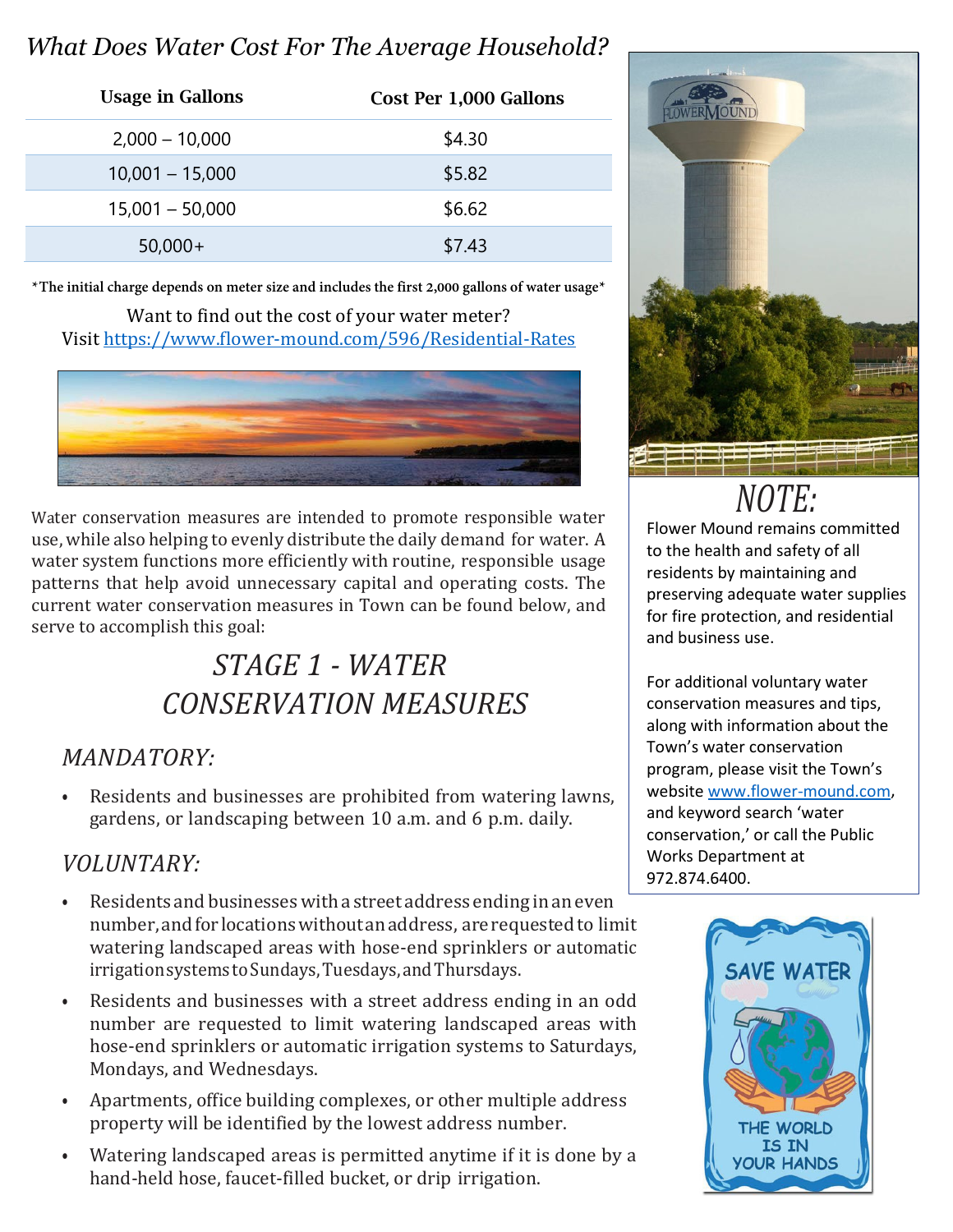## *What Does Water Cost For The Average Household?*

| Usage in Gallons | Cost Per 1,000 Gallons |
|---|---|
| 2,000 – 10,000 | $4.30 |
| 10,001 – 15,000 | $5.82 |
| 15,001 – 50,000 | $6.62 |
| 50,000+ | $7.43 |

*The initial charge depends on meter size and includes the first 2,000 gallons of water usage*

Want to find out the cost of your water meter?
Visit https://www.flower-mound.com/596/Residential-Rates

Water conservation measures are intended to promote responsible water use, while also helping to evenly distribute the daily demand for water. A water system functions more efficiently with routine, responsible usage patterns that help avoid unnecessary capital and operating costs. The current water conservation measures in Town can be found below, and serve to accomplish this goal:

## *STAGE 1 - WATER CONSERVATION MEASURES*

### *MANDATORY:*

- Residents and businesses are prohibited from watering lawns, gardens, or landscaping between 10 a.m. and 6 p.m. daily.

### *VOLUNTARY:*

- Residents and businesses with a street address ending in an even number, and for locations without an address, are requested to limit watering landscaped areas with hose-end sprinklers or automatic irrigation systems to Sundays, Tuesdays, and Thursdays.
- Residents and businesses with a street address ending in an odd number are requested to limit watering landscaped areas with hose-end sprinklers or automatic irrigation systems to Saturdays, Mondays, and Wednesdays.
- Apartments, office building complexes, or other multiple address property will be identified by the lowest address number.
- Watering landscaped areas is permitted anytime if it is done by a hand-held hose, faucet-filled bucket, or drip irrigation.

## *NOTE:*

Flower Mound remains committed to the health and safety of all residents by maintaining and preserving adequate water supplies for fire protection, and residential and business use.

For additional voluntary water conservation measures and tips, along with information about the Town's water conservation program, please visit the Town's website www.flower-mound.com, and keyword search 'water conservation,' or call the Public Works Department at 972.874.6400.